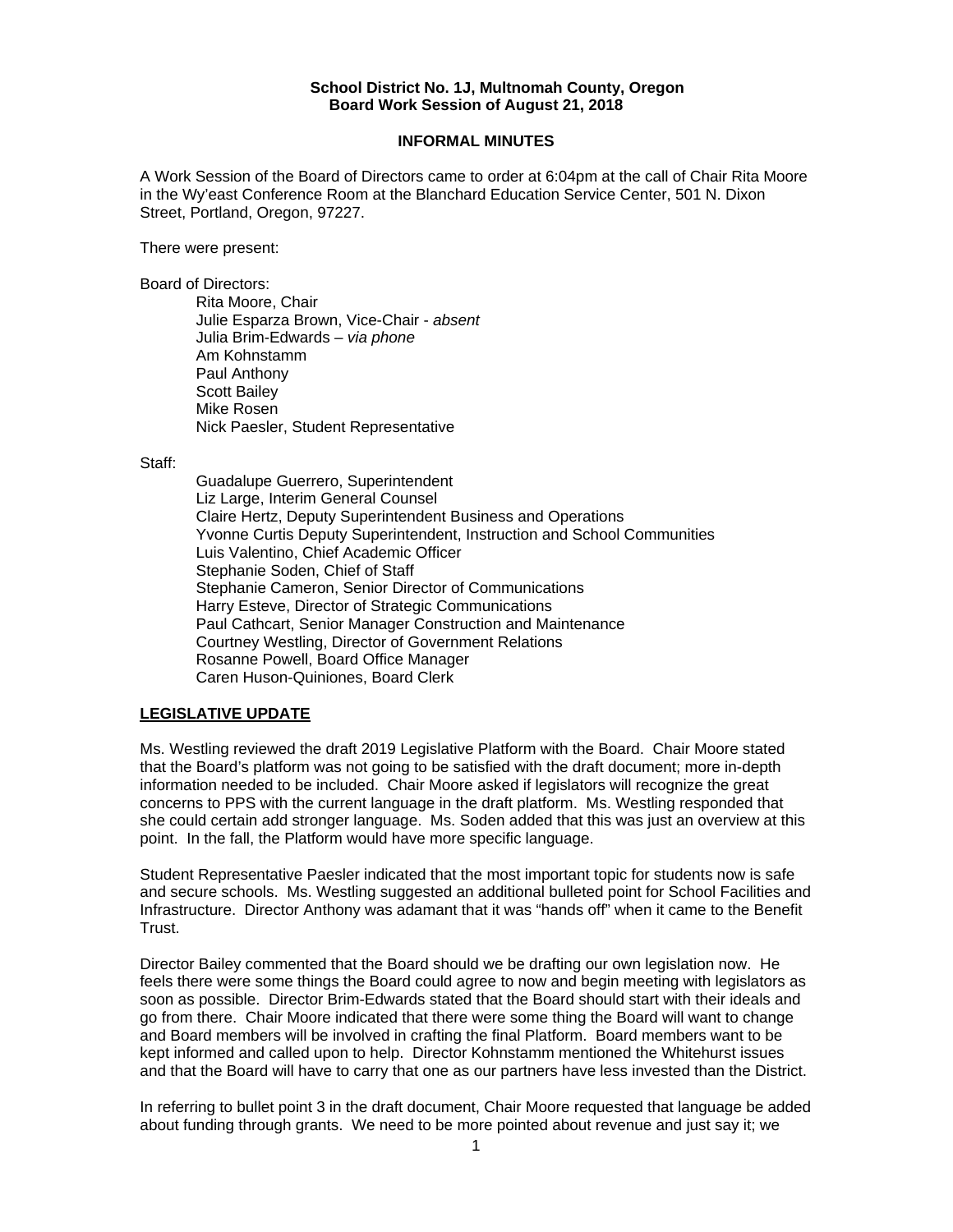**School District No. 1J, Multnomah County, Oregon**
**Board Work Session of August 21, 2018**

**INFORMAL MINUTES**

A Work Session of the Board of Directors came to order at 6:04pm at the call of Chair Rita Moore in the Wy'east Conference Room at the Blanchard Education Service Center, 501 N. Dixon Street, Portland, Oregon, 97227.

There were present:

Board of Directors:

Rita Moore, Chair
Julie Esparza Brown, Vice-Chair - *absent*
Julia Brim-Edwards – *via phone*
Am Kohnstamm
Paul Anthony
Scott Bailey
Mike Rosen
Nick Paesler, Student Representative

Staff:

Guadalupe Guerrero, Superintendent
Liz Large, Interim General Counsel
Claire Hertz, Deputy Superintendent Business and Operations
Yvonne Curtis Deputy Superintendent, Instruction and School Communities
Luis Valentino, Chief Academic Officer
Stephanie Soden, Chief of Staff
Stephanie Cameron, Senior Director of Communications
Harry Esteve, Director of Strategic Communications
Paul Cathcart, Senior Manager Construction and Maintenance
Courtney Westling, Director of Government Relations
Rosanne Powell, Board Office Manager
Caren Huson-Quiniones, Board Clerk

**LEGISLATIVE UPDATE**

Ms. Westling reviewed the draft 2019 Legislative Platform with the Board. Chair Moore stated that the Board's platform was not going to be satisfied with the draft document; more in-depth information needed to be included. Chair Moore asked if legislators will recognize the great concerns to PPS with the current language in the draft platform. Ms. Westling responded that she could certain add stronger language. Ms. Soden added that this was just an overview at this point. In the fall, the Platform would have more specific language.

Student Representative Paesler indicated that the most important topic for students now is safe and secure schools. Ms. Westling suggested an additional bulleted point for School Facilities and Infrastructure. Director Anthony was adamant that it was "hands off" when it came to the Benefit Trust.

Director Bailey commented that the Board should we be drafting our own legislation now. He feels there were some things the Board could agree to now and begin meeting with legislators as soon as possible. Director Brim-Edwards stated that the Board should start with their ideals and go from there. Chair Moore indicated that there were some thing the Board will want to change and Board members will be involved in crafting the final Platform. Board members want to be kept informed and called upon to help. Director Kohnstamm mentioned the Whitehurst issues and that the Board will have to carry that one as our partners have less invested than the District.

In referring to bullet point 3 in the draft document, Chair Moore requested that language be added about funding through grants. We need to be more pointed about revenue and just say it; we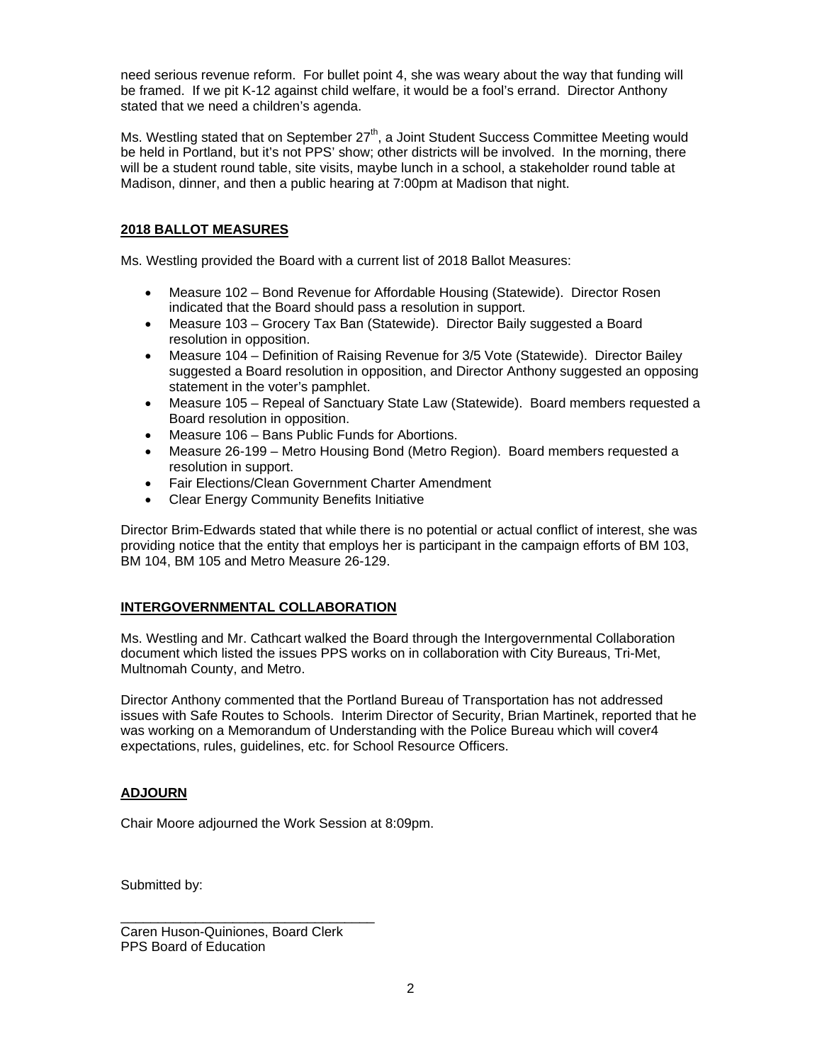need serious revenue reform. For bullet point 4, she was weary about the way that funding will be framed. If we pit K-12 against child welfare, it would be a fool's errand. Director Anthony stated that we need a children's agenda.

Ms. Westling stated that on September 27th, a Joint Student Success Committee Meeting would be held in Portland, but it's not PPS' show; other districts will be involved. In the morning, there will be a student round table, site visits, maybe lunch in a school, a stakeholder round table at Madison, dinner, and then a public hearing at 7:00pm at Madison that night.

## 2018 BALLOT MEASURES

Ms. Westling provided the Board with a current list of 2018 Ballot Measures:

- Measure 102 – Bond Revenue for Affordable Housing (Statewide). Director Rosen indicated that the Board should pass a resolution in support.
- Measure 103 – Grocery Tax Ban (Statewide). Director Baily suggested a Board resolution in opposition.
- Measure 104 – Definition of Raising Revenue for 3/5 Vote (Statewide). Director Bailey suggested a Board resolution in opposition, and Director Anthony suggested an opposing statement in the voter's pamphlet.
- Measure 105 – Repeal of Sanctuary State Law (Statewide). Board members requested a Board resolution in opposition.
- Measure 106 – Bans Public Funds for Abortions.
- Measure 26-199 – Metro Housing Bond (Metro Region). Board members requested a resolution in support.
- Fair Elections/Clean Government Charter Amendment
- Clear Energy Community Benefits Initiative

Director Brim-Edwards stated that while there is no potential or actual conflict of interest, she was providing notice that the entity that employs her is participant in the campaign efforts of BM 103, BM 104, BM 105 and Metro Measure 26-129.

## INTERGOVERNMENTAL COLLABORATION

Ms. Westling and Mr. Cathcart walked the Board through the Intergovernmental Collaboration document which listed the issues PPS works on in collaboration with City Bureaus, Tri-Met, Multnomah County, and Metro.

Director Anthony commented that the Portland Bureau of Transportation has not addressed issues with Safe Routes to Schools. Interim Director of Security, Brian Martinek, reported that he was working on a Memorandum of Understanding with the Police Bureau which will cover4 expectations, rules, guidelines, etc. for School Resource Officers.

## ADJOURN

Chair Moore adjourned the Work Session at 8:09pm.

Submitted by:

\_\_\_\_\_\_\_\_\_\_\_\_\_\_\_\_\_\_\_\_\_\_\_\_\_\_\_\_\_\_\_\_\_\_

Caren Huson-Quiniones, Board Clerk
PPS Board of Education